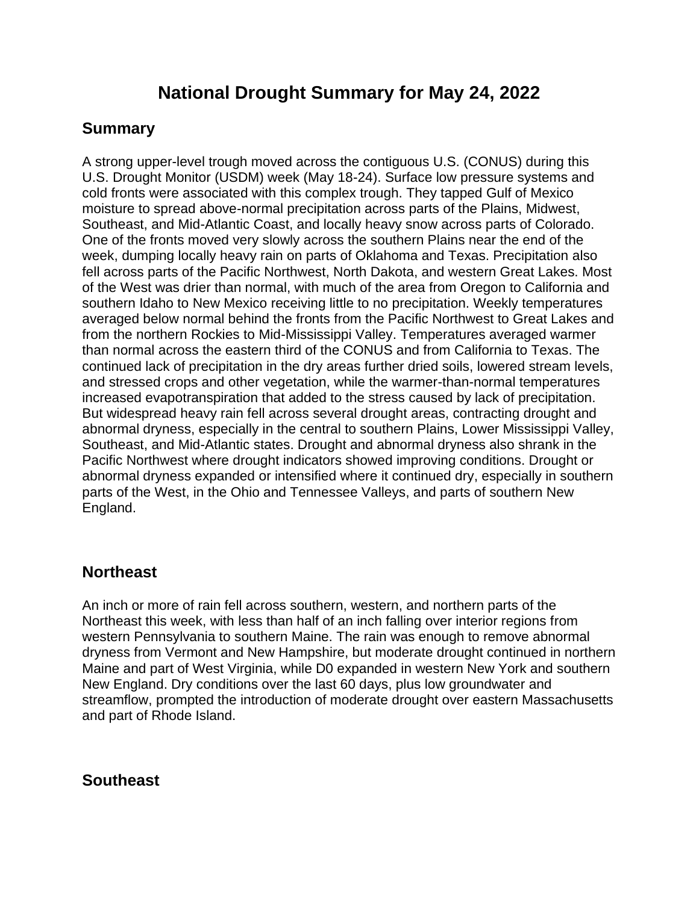# National Drought Summary for May 24, 2022

## Summary

A strong upper-level trough moved across the contiguous U.S. (CONUS) during this U.S. Drought Monitor (USDM) week (May 18-24). Surface low pressure systems and cold fronts were associated with this complex trough. They tapped Gulf of Mexico moisture to spread above-normal precipitation across parts of the Plains, Midwest, Southeast, and Mid-Atlantic Coast, and locally heavy snow across parts of Colorado. One of the fronts moved very slowly across the southern Plains near the end of the week, dumping locally heavy rain on parts of Oklahoma and Texas. Precipitation also fell across parts of the Pacific Northwest, North Dakota, and western Great Lakes. Most of the West was drier than normal, with much of the area from Oregon to California and southern Idaho to New Mexico receiving little to no precipitation. Weekly temperatures averaged below normal behind the fronts from the Pacific Northwest to Great Lakes and from the northern Rockies to Mid-Mississippi Valley. Temperatures averaged warmer than normal across the eastern third of the CONUS and from California to Texas. The continued lack of precipitation in the dry areas further dried soils, lowered stream levels, and stressed crops and other vegetation, while the warmer-than-normal temperatures increased evapotranspiration that added to the stress caused by lack of precipitation. But widespread heavy rain fell across several drought areas, contracting drought and abnormal dryness, especially in the central to southern Plains, Lower Mississippi Valley, Southeast, and Mid-Atlantic states. Drought and abnormal dryness also shrank in the Pacific Northwest where drought indicators showed improving conditions. Drought or abnormal dryness expanded or intensified where it continued dry, especially in southern parts of the West, in the Ohio and Tennessee Valleys, and parts of southern New England.

## Northeast

An inch or more of rain fell across southern, western, and northern parts of the Northeast this week, with less than half of an inch falling over interior regions from western Pennsylvania to southern Maine. The rain was enough to remove abnormal dryness from Vermont and New Hampshire, but moderate drought continued in northern Maine and part of West Virginia, while D0 expanded in western New York and southern New England. Dry conditions over the last 60 days, plus low groundwater and streamflow, prompted the introduction of moderate drought over eastern Massachusetts and part of Rhode Island.

## Southeast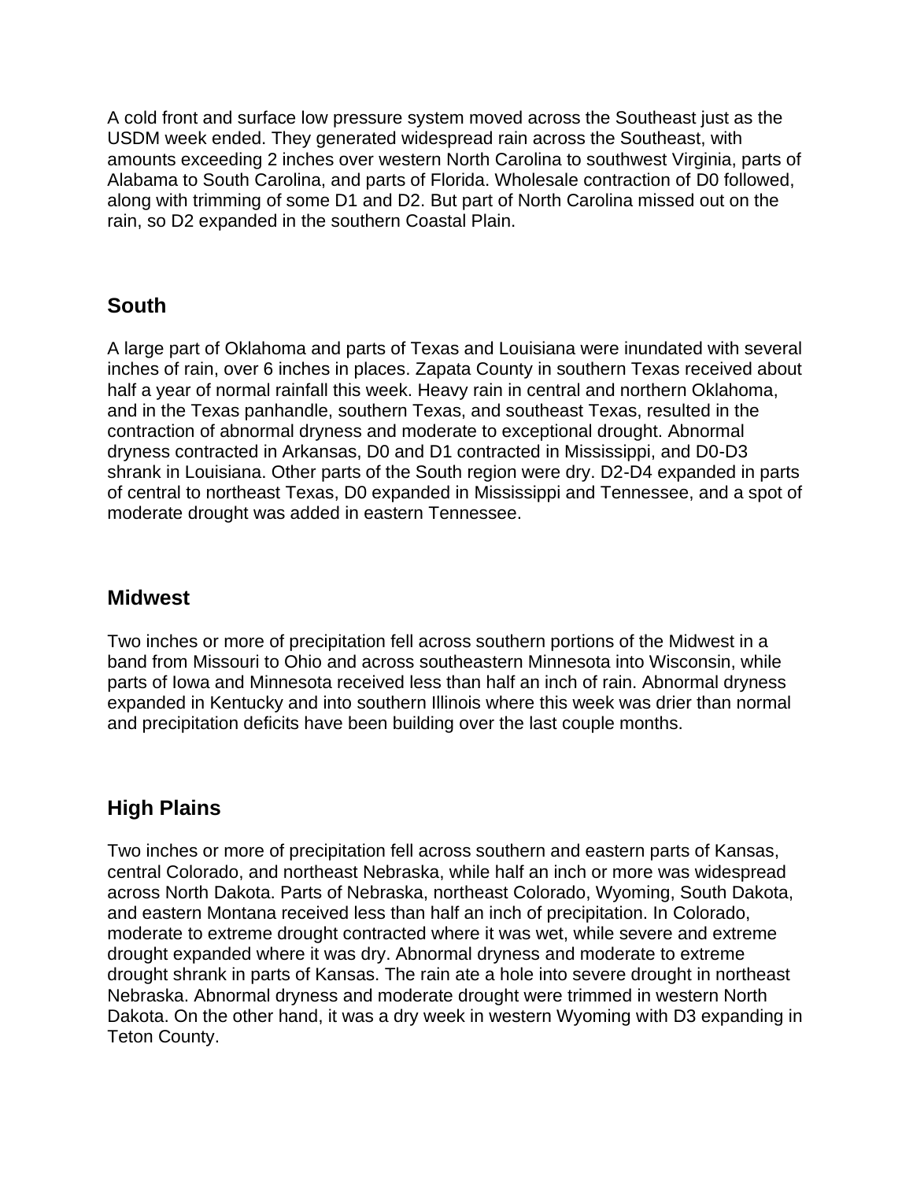A cold front and surface low pressure system moved across the Southeast just as the USDM week ended. They generated widespread rain across the Southeast, with amounts exceeding 2 inches over western North Carolina to southwest Virginia, parts of Alabama to South Carolina, and parts of Florida. Wholesale contraction of D0 followed, along with trimming of some D1 and D2. But part of North Carolina missed out on the rain, so D2 expanded in the southern Coastal Plain.

## South

A large part of Oklahoma and parts of Texas and Louisiana were inundated with several inches of rain, over 6 inches in places. Zapata County in southern Texas received about half a year of normal rainfall this week. Heavy rain in central and northern Oklahoma, and in the Texas panhandle, southern Texas, and southeast Texas, resulted in the contraction of abnormal dryness and moderate to exceptional drought. Abnormal dryness contracted in Arkansas, D0 and D1 contracted in Mississippi, and D0-D3 shrank in Louisiana. Other parts of the South region were dry. D2-D4 expanded in parts of central to northeast Texas, D0 expanded in Mississippi and Tennessee, and a spot of moderate drought was added in eastern Tennessee.

## Midwest

Two inches or more of precipitation fell across southern portions of the Midwest in a band from Missouri to Ohio and across southeastern Minnesota into Wisconsin, while parts of Iowa and Minnesota received less than half an inch of rain. Abnormal dryness expanded in Kentucky and into southern Illinois where this week was drier than normal and precipitation deficits have been building over the last couple months.

## High Plains

Two inches or more of precipitation fell across southern and eastern parts of Kansas, central Colorado, and northeast Nebraska, while half an inch or more was widespread across North Dakota. Parts of Nebraska, northeast Colorado, Wyoming, South Dakota, and eastern Montana received less than half an inch of precipitation. In Colorado, moderate to extreme drought contracted where it was wet, while severe and extreme drought expanded where it was dry. Abnormal dryness and moderate to extreme drought shrank in parts of Kansas. The rain ate a hole into severe drought in northeast Nebraska. Abnormal dryness and moderate drought were trimmed in western North Dakota. On the other hand, it was a dry week in western Wyoming with D3 expanding in Teton County.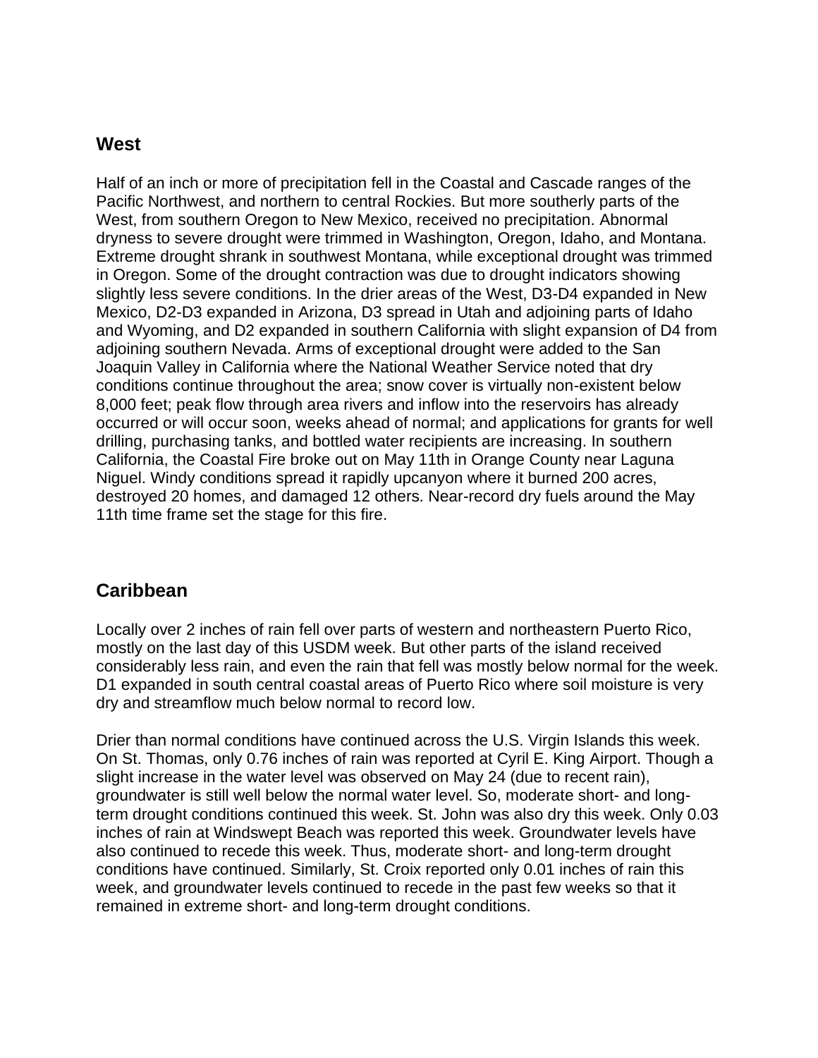## West

Half of an inch or more of precipitation fell in the Coastal and Cascade ranges of the Pacific Northwest, and northern to central Rockies. But more southerly parts of the West, from southern Oregon to New Mexico, received no precipitation. Abnormal dryness to severe drought were trimmed in Washington, Oregon, Idaho, and Montana. Extreme drought shrank in southwest Montana, while exceptional drought was trimmed in Oregon. Some of the drought contraction was due to drought indicators showing slightly less severe conditions. In the drier areas of the West, D3-D4 expanded in New Mexico, D2-D3 expanded in Arizona, D3 spread in Utah and adjoining parts of Idaho and Wyoming, and D2 expanded in southern California with slight expansion of D4 from adjoining southern Nevada. Arms of exceptional drought were added to the San Joaquin Valley in California where the National Weather Service noted that dry conditions continue throughout the area; snow cover is virtually non-existent below 8,000 feet; peak flow through area rivers and inflow into the reservoirs has already occurred or will occur soon, weeks ahead of normal; and applications for grants for well drilling, purchasing tanks, and bottled water recipients are increasing. In southern California, the Coastal Fire broke out on May 11th in Orange County near Laguna Niguel. Windy conditions spread it rapidly upcanyon where it burned 200 acres, destroyed 20 homes, and damaged 12 others. Near-record dry fuels around the May 11th time frame set the stage for this fire.

## Caribbean

Locally over 2 inches of rain fell over parts of western and northeastern Puerto Rico, mostly on the last day of this USDM week. But other parts of the island received considerably less rain, and even the rain that fell was mostly below normal for the week. D1 expanded in south central coastal areas of Puerto Rico where soil moisture is very dry and streamflow much below normal to record low.

Drier than normal conditions have continued across the U.S. Virgin Islands this week. On St. Thomas, only 0.76 inches of rain was reported at Cyril E. King Airport. Though a slight increase in the water level was observed on May 24 (due to recent rain), groundwater is still well below the normal water level. So, moderate short- and long-term drought conditions continued this week. St. John was also dry this week. Only 0.03 inches of rain at Windswept Beach was reported this week. Groundwater levels have also continued to recede this week. Thus, moderate short- and long-term drought conditions have continued. Similarly, St. Croix reported only 0.01 inches of rain this week, and groundwater levels continued to recede in the past few weeks so that it remained in extreme short- and long-term drought conditions.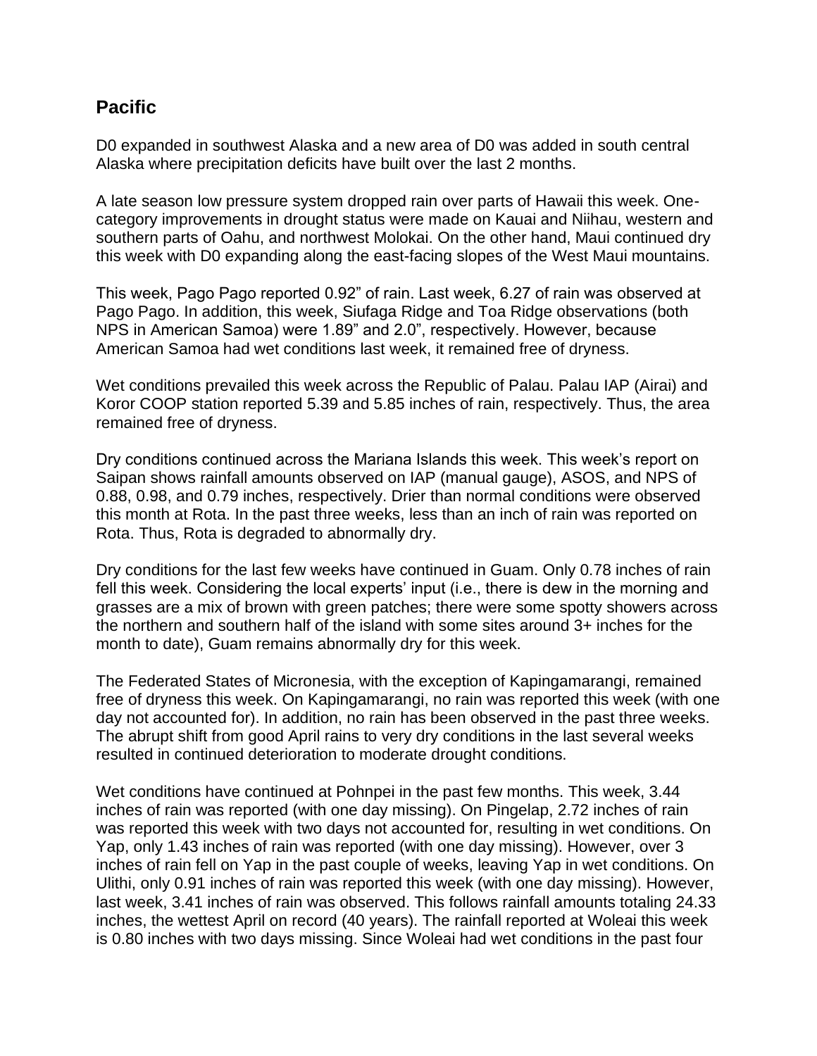## Pacific

D0 expanded in southwest Alaska and a new area of D0 was added in south central Alaska where precipitation deficits have built over the last 2 months.

A late season low pressure system dropped rain over parts of Hawaii this week. One-category improvements in drought status were made on Kauai and Niihau, western and southern parts of Oahu, and northwest Molokai. On the other hand, Maui continued dry this week with D0 expanding along the east-facing slopes of the West Maui mountains.

This week, Pago Pago reported 0.92" of rain. Last week, 6.27 of rain was observed at Pago Pago. In addition, this week, Siufaga Ridge and Toa Ridge observations (both NPS in American Samoa) were 1.89" and 2.0", respectively. However, because American Samoa had wet conditions last week, it remained free of dryness.

Wet conditions prevailed this week across the Republic of Palau. Palau IAP (Airai) and Koror COOP station reported 5.39 and 5.85 inches of rain, respectively. Thus, the area remained free of dryness.

Dry conditions continued across the Mariana Islands this week. This week's report on Saipan shows rainfall amounts observed on IAP (manual gauge), ASOS, and NPS of 0.88, 0.98, and 0.79 inches, respectively. Drier than normal conditions were observed this month at Rota. In the past three weeks, less than an inch of rain was reported on Rota. Thus, Rota is degraded to abnormally dry.

Dry conditions for the last few weeks have continued in Guam. Only 0.78 inches of rain fell this week. Considering the local experts' input (i.e., there is dew in the morning and grasses are a mix of brown with green patches; there were some spotty showers across the northern and southern half of the island with some sites around 3+ inches for the month to date), Guam remains abnormally dry for this week.

The Federated States of Micronesia, with the exception of Kapingamarangi, remained free of dryness this week. On Kapingamarangi, no rain was reported this week (with one day not accounted for). In addition, no rain has been observed in the past three weeks. The abrupt shift from good April rains to very dry conditions in the last several weeks resulted in continued deterioration to moderate drought conditions.

Wet conditions have continued at Pohnpei in the past few months. This week, 3.44 inches of rain was reported (with one day missing). On Pingelap, 2.72 inches of rain was reported this week with two days not accounted for, resulting in wet conditions. On Yap, only 1.43 inches of rain was reported (with one day missing). However, over 3 inches of rain fell on Yap in the past couple of weeks, leaving Yap in wet conditions. On Ulithi, only 0.91 inches of rain was reported this week (with one day missing). However, last week, 3.41 inches of rain was observed. This follows rainfall amounts totaling 24.33 inches, the wettest April on record (40 years). The rainfall reported at Woleai this week is 0.80 inches with two days missing. Since Woleai had wet conditions in the past four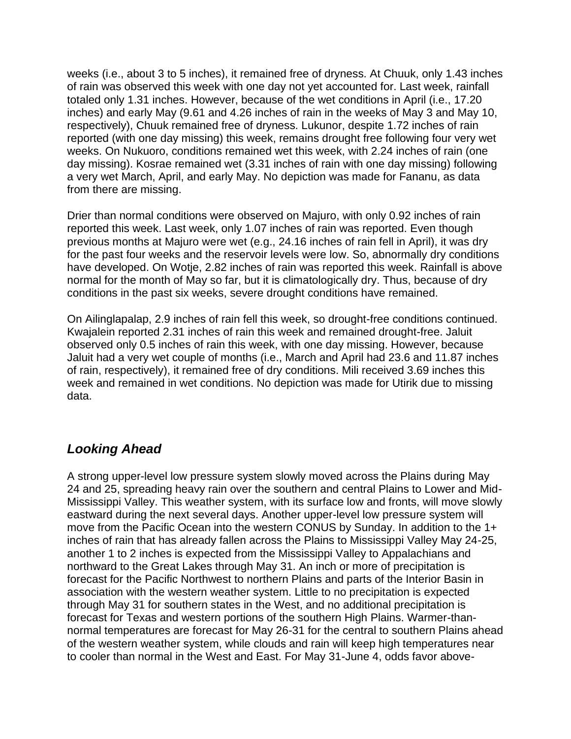weeks (i.e., about 3 to 5 inches), it remained free of dryness. At Chuuk, only 1.43 inches of rain was observed this week with one day not yet accounted for. Last week, rainfall totaled only 1.31 inches. However, because of the wet conditions in April (i.e., 17.20 inches) and early May (9.61 and 4.26 inches of rain in the weeks of May 3 and May 10, respectively), Chuuk remained free of dryness. Lukunor, despite 1.72 inches of rain reported (with one day missing) this week, remains drought free following four very wet weeks. On Nukuoro, conditions remained wet this week, with 2.24 inches of rain (one day missing). Kosrae remained wet (3.31 inches of rain with one day missing) following a very wet March, April, and early May. No depiction was made for Fananu, as data from there are missing.

Drier than normal conditions were observed on Majuro, with only 0.92 inches of rain reported this week. Last week, only 1.07 inches of rain was reported. Even though previous months at Majuro were wet (e.g., 24.16 inches of rain fell in April), it was dry for the past four weeks and the reservoir levels were low. So, abnormally dry conditions have developed. On Wotje, 2.82 inches of rain was reported this week. Rainfall is above normal for the month of May so far, but it is climatologically dry. Thus, because of dry conditions in the past six weeks, severe drought conditions have remained.

On Ailinglapalap, 2.9 inches of rain fell this week, so drought-free conditions continued. Kwajalein reported 2.31 inches of rain this week and remained drought-free. Jaluit observed only 0.5 inches of rain this week, with one day missing. However, because Jaluit had a very wet couple of months (i.e., March and April had 23.6 and 11.87 inches of rain, respectively), it remained free of dry conditions. Mili received 3.69 inches this week and remained in wet conditions. No depiction was made for Utirik due to missing data.

## *Looking Ahead*

A strong upper-level low pressure system slowly moved across the Plains during May 24 and 25, spreading heavy rain over the southern and central Plains to Lower and Mid-Mississippi Valley. This weather system, with its surface low and fronts, will move slowly eastward during the next several days. Another upper-level low pressure system will move from the Pacific Ocean into the western CONUS by Sunday. In addition to the 1+ inches of rain that has already fallen across the Plains to Mississippi Valley May 24-25, another 1 to 2 inches is expected from the Mississippi Valley to Appalachians and northward to the Great Lakes through May 31. An inch or more of precipitation is forecast for the Pacific Northwest to northern Plains and parts of the Interior Basin in association with the western weather system. Little to no precipitation is expected through May 31 for southern states in the West, and no additional precipitation is forecast for Texas and western portions of the southern High Plains. Warmer-than-normal temperatures are forecast for May 26-31 for the central to southern Plains ahead of the western weather system, while clouds and rain will keep high temperatures near to cooler than normal in the West and East. For May 31-June 4, odds favor above-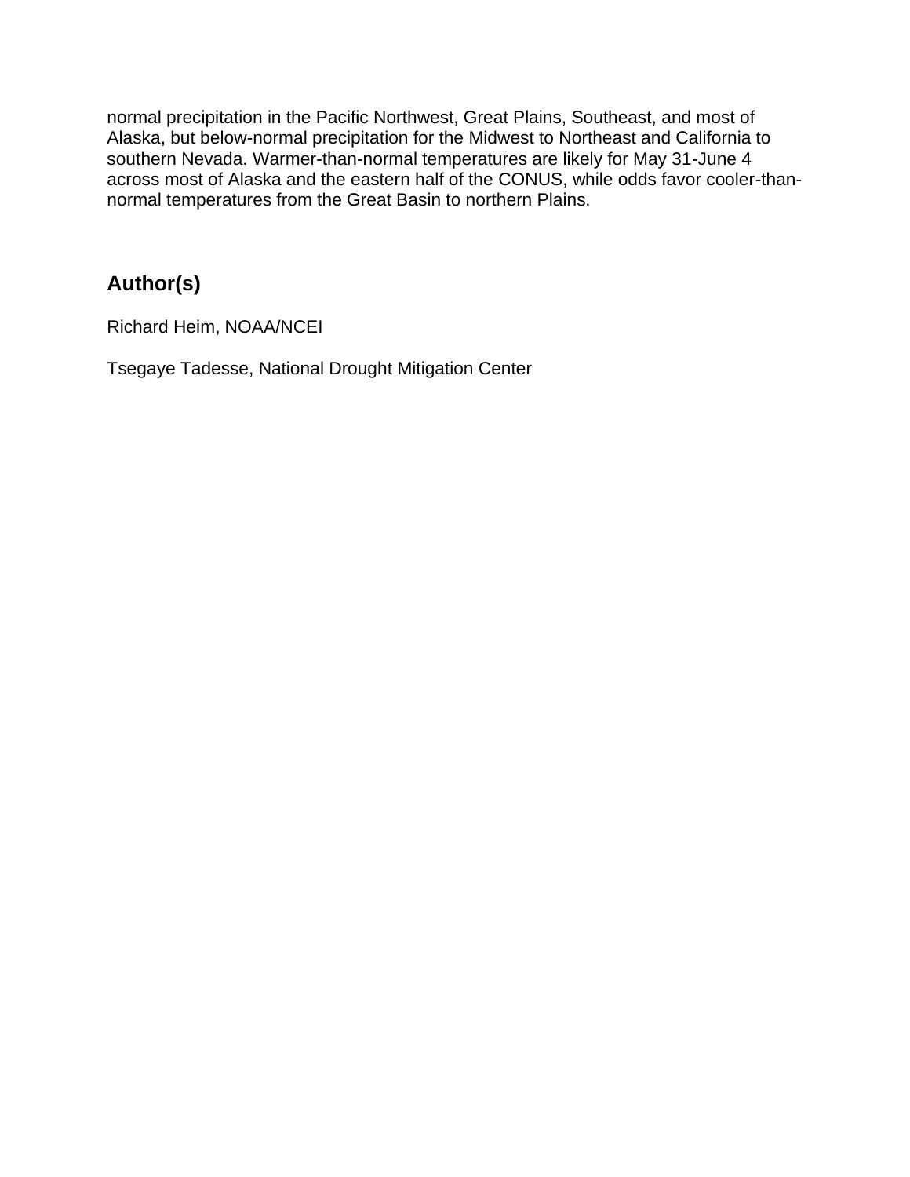normal precipitation in the Pacific Northwest, Great Plains, Southeast, and most of Alaska, but below-normal precipitation for the Midwest to Northeast and California to southern Nevada. Warmer-than-normal temperatures are likely for May 31-June 4 across most of Alaska and the eastern half of the CONUS, while odds favor cooler-than-normal temperatures from the Great Basin to northern Plains.

## Author(s)

Richard Heim, NOAA/NCEI

Tsegaye Tadesse, National Drought Mitigation Center